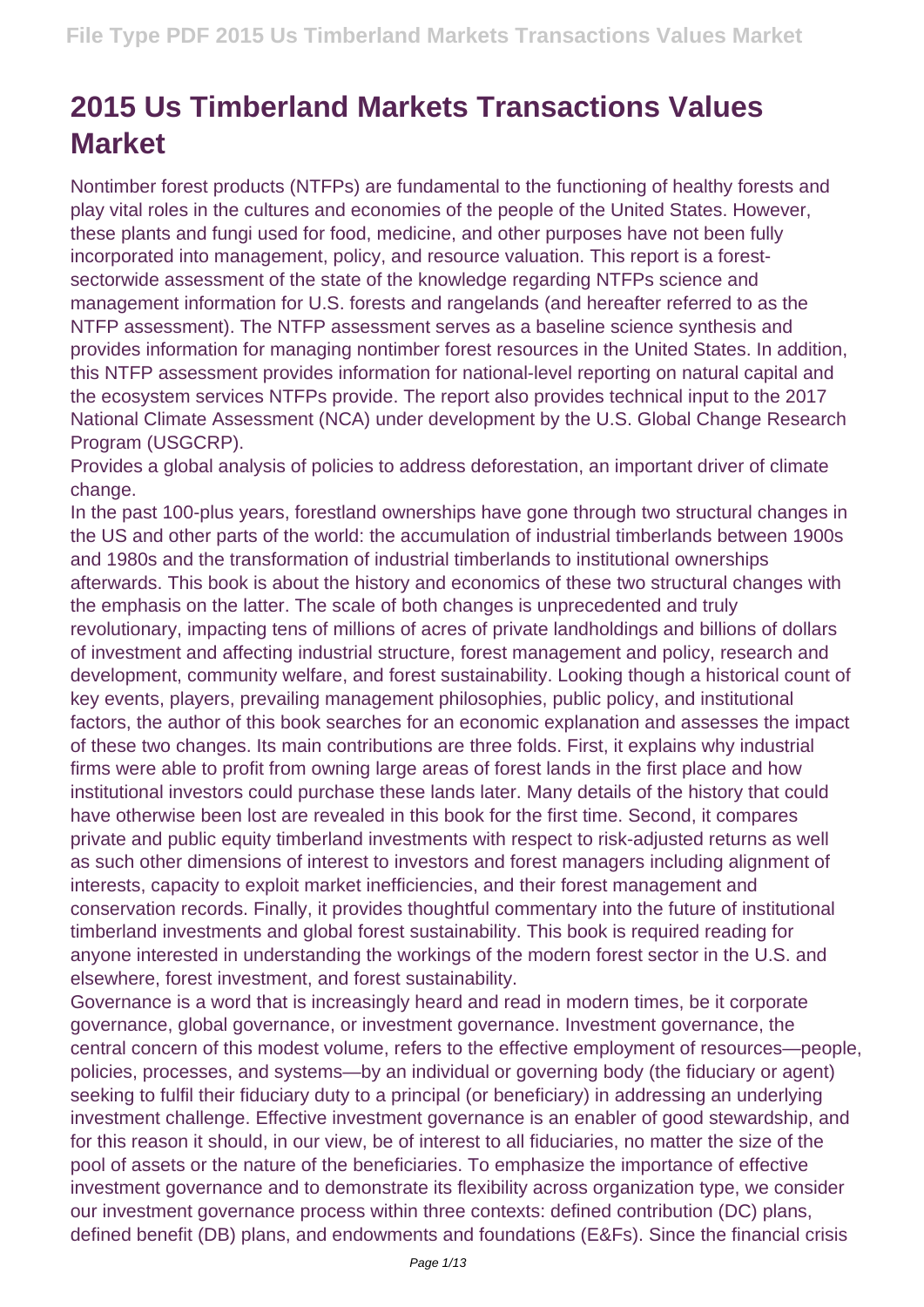# 2015 Us Timberland Markets Transactions Values Market

Nontimber forest products (NTFPs) are fundamental to the functioning of healthy forests and play vital roles in the cultures and economies of the people of the United States. However, these plants and fungi used for food, medicine, and other purposes have not been fully incorporated into management, policy, and resource valuation. This report is a forest-sectorwide assessment of the state of the knowledge regarding NTFPs science and management information for U.S. forests and rangelands (and hereafter referred to as the NTFP assessment). The NTFP assessment serves as a baseline science synthesis and provides information for managing nontimber forest resources in the United States. In addition, this NTFP assessment provides information for national-level reporting on natural capital and the ecosystem services NTFPs provide. The report also provides technical input to the 2017 National Climate Assessment (NCA) under development by the U.S. Global Change Research Program (USGCRP).

Provides a global analysis of policies to address deforestation, an important driver of climate change.

In the past 100-plus years, forestland ownerships have gone through two structural changes in the US and other parts of the world: the accumulation of industrial timberlands between 1900s and 1980s and the transformation of industrial timberlands to institutional ownerships afterwards. This book is about the history and economics of these two structural changes with the emphasis on the latter. The scale of both changes is unprecedented and truly revolutionary, impacting tens of millions of acres of private landholdings and billions of dollars of investment and affecting industrial structure, forest management and policy, research and development, community welfare, and forest sustainability. Looking though a historical count of key events, players, prevailing management philosophies, public policy, and institutional factors, the author of this book searches for an economic explanation and assesses the impact of these two changes. Its main contributions are three folds. First, it explains why industrial firms were able to profit from owning large areas of forest lands in the first place and how institutional investors could purchase these lands later. Many details of the history that could have otherwise been lost are revealed in this book for the first time. Second, it compares private and public equity timberland investments with respect to risk-adjusted returns as well as such other dimensions of interest to investors and forest managers including alignment of interests, capacity to exploit market inefficiencies, and their forest management and conservation records. Finally, it provides thoughtful commentary into the future of institutional timberland investments and global forest sustainability. This book is required reading for anyone interested in understanding the workings of the modern forest sector in the U.S. and elsewhere, forest investment, and forest sustainability.

Governance is a word that is increasingly heard and read in modern times, be it corporate governance, global governance, or investment governance. Investment governance, the central concern of this modest volume, refers to the effective employment of resources—people, policies, processes, and systems—by an individual or governing body (the fiduciary or agent) seeking to fulfil their fiduciary duty to a principal (or beneficiary) in addressing an underlying investment challenge. Effective investment governance is an enabler of good stewardship, and for this reason it should, in our view, be of interest to all fiduciaries, no matter the size of the pool of assets or the nature of the beneficiaries. To emphasize the importance of effective investment governance and to demonstrate its flexibility across organization type, we consider our investment governance process within three contexts: defined contribution (DC) plans, defined benefit (DB) plans, and endowments and foundations (E&Fs). Since the financial crisis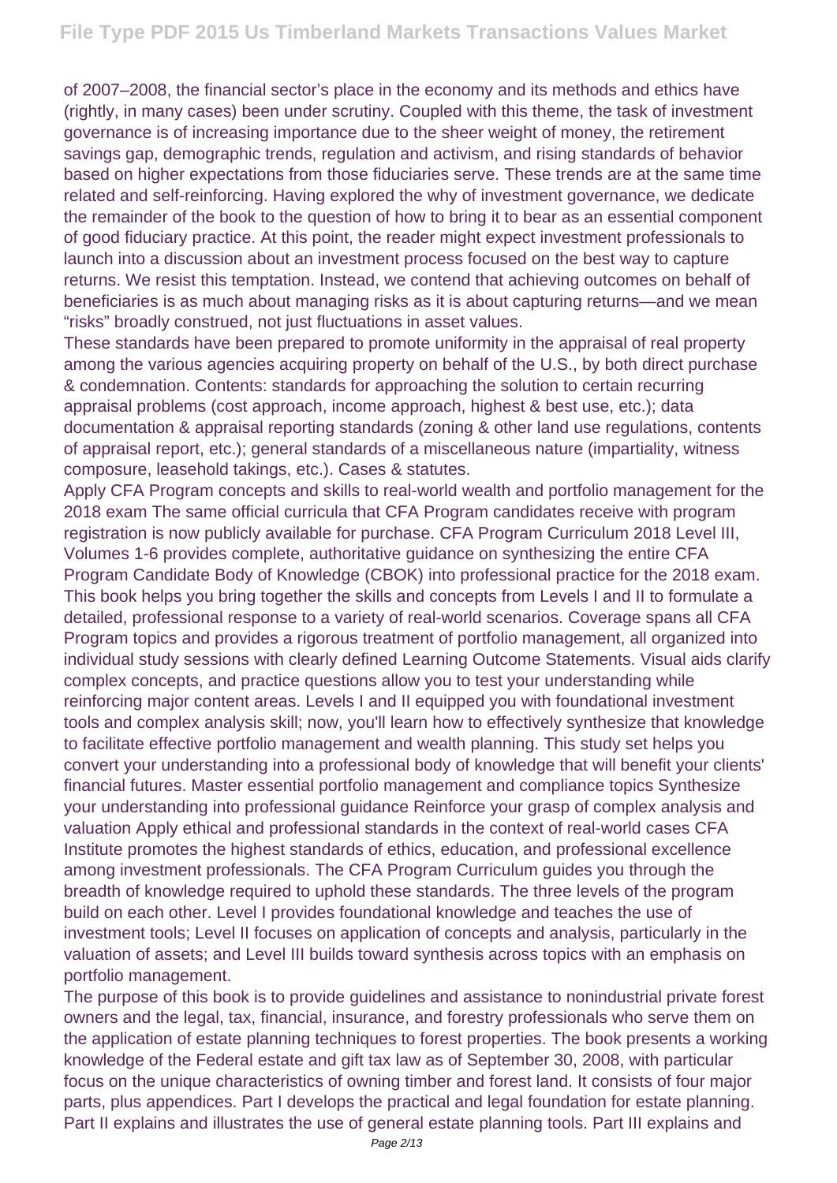of 2007–2008, the financial sector's place in the economy and its methods and ethics have (rightly, in many cases) been under scrutiny. Coupled with this theme, the task of investment governance is of increasing importance due to the sheer weight of money, the retirement savings gap, demographic trends, regulation and activism, and rising standards of behavior based on higher expectations from those fiduciaries serve. These trends are at the same time related and self-reinforcing. Having explored the why of investment governance, we dedicate the remainder of the book to the question of how to bring it to bear as an essential component of good fiduciary practice. At this point, the reader might expect investment professionals to launch into a discussion about an investment process focused on the best way to capture returns. We resist this temptation. Instead, we contend that achieving outcomes on behalf of beneficiaries is as much about managing risks as it is about capturing returns—and we mean "risks" broadly construed, not just fluctuations in asset values.

These standards have been prepared to promote uniformity in the appraisal of real property among the various agencies acquiring property on behalf of the U.S., by both direct purchase & condemnation. Contents: standards for approaching the solution to certain recurring appraisal problems (cost approach, income approach, highest & best use, etc.); data documentation & appraisal reporting standards (zoning & other land use regulations, contents of appraisal report, etc.); general standards of a miscellaneous nature (impartiality, witness composure, leasehold takings, etc.). Cases & statutes.

Apply CFA Program concepts and skills to real-world wealth and portfolio management for the 2018 exam The same official curricula that CFA Program candidates receive with program registration is now publicly available for purchase. CFA Program Curriculum 2018 Level III, Volumes 1-6 provides complete, authoritative guidance on synthesizing the entire CFA Program Candidate Body of Knowledge (CBOK) into professional practice for the 2018 exam. This book helps you bring together the skills and concepts from Levels I and II to formulate a detailed, professional response to a variety of real-world scenarios. Coverage spans all CFA Program topics and provides a rigorous treatment of portfolio management, all organized into individual study sessions with clearly defined Learning Outcome Statements. Visual aids clarify complex concepts, and practice questions allow you to test your understanding while reinforcing major content areas. Levels I and II equipped you with foundational investment tools and complex analysis skill; now, you'll learn how to effectively synthesize that knowledge to facilitate effective portfolio management and wealth planning. This study set helps you convert your understanding into a professional body of knowledge that will benefit your clients' financial futures. Master essential portfolio management and compliance topics Synthesize your understanding into professional guidance Reinforce your grasp of complex analysis and valuation Apply ethical and professional standards in the context of real-world cases CFA Institute promotes the highest standards of ethics, education, and professional excellence among investment professionals. The CFA Program Curriculum guides you through the breadth of knowledge required to uphold these standards. The three levels of the program build on each other. Level I provides foundational knowledge and teaches the use of investment tools; Level II focuses on application of concepts and analysis, particularly in the valuation of assets; and Level III builds toward synthesis across topics with an emphasis on portfolio management.

The purpose of this book is to provide guidelines and assistance to nonindustrial private forest owners and the legal, tax, financial, insurance, and forestry professionals who serve them on the application of estate planning techniques to forest properties. The book presents a working knowledge of the Federal estate and gift tax law as of September 30, 2008, with particular focus on the unique characteristics of owning timber and forest land. It consists of four major parts, plus appendices. Part I develops the practical and legal foundation for estate planning. Part II explains and illustrates the use of general estate planning tools. Part III explains and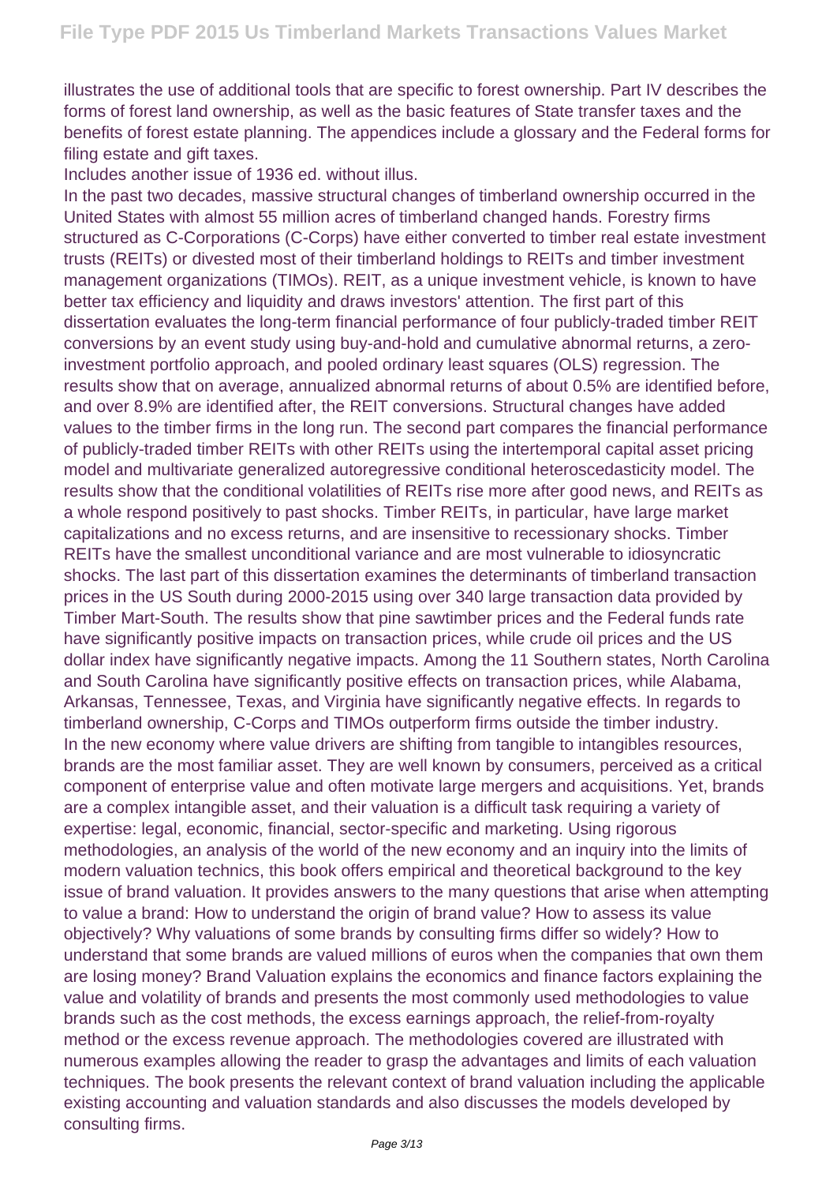illustrates the use of additional tools that are specific to forest ownership. Part IV describes the forms of forest land ownership, as well as the basic features of State transfer taxes and the benefits of forest estate planning. The appendices include a glossary and the Federal forms for filing estate and gift taxes.

Includes another issue of 1936 ed. without illus.

In the past two decades, massive structural changes of timberland ownership occurred in the United States with almost 55 million acres of timberland changed hands. Forestry firms structured as C-Corporations (C-Corps) have either converted to timber real estate investment trusts (REITs) or divested most of their timberland holdings to REITs and timber investment management organizations (TIMOs). REIT, as a unique investment vehicle, is known to have better tax efficiency and liquidity and draws investors' attention. The first part of this dissertation evaluates the long-term financial performance of four publicly-traded timber REIT conversions by an event study using buy-and-hold and cumulative abnormal returns, a zero-investment portfolio approach, and pooled ordinary least squares (OLS) regression. The results show that on average, annualized abnormal returns of about 0.5% are identified before, and over 8.9% are identified after, the REIT conversions. Structural changes have added values to the timber firms in the long run. The second part compares the financial performance of publicly-traded timber REITs with other REITs using the intertemporal capital asset pricing model and multivariate generalized autoregressive conditional heteroscedasticity model. The results show that the conditional volatilities of REITs rise more after good news, and REITs as a whole respond positively to past shocks. Timber REITs, in particular, have large market capitalizations and no excess returns, and are insensitive to recessionary shocks. Timber REITs have the smallest unconditional variance and are most vulnerable to idiosyncratic shocks. The last part of this dissertation examines the determinants of timberland transaction prices in the US South during 2000-2015 using over 340 large transaction data provided by Timber Mart-South. The results show that pine sawtimber prices and the Federal funds rate have significantly positive impacts on transaction prices, while crude oil prices and the US dollar index have significantly negative impacts. Among the 11 Southern states, North Carolina and South Carolina have significantly positive effects on transaction prices, while Alabama, Arkansas, Tennessee, Texas, and Virginia have significantly negative effects. In regards to timberland ownership, C-Corps and TIMOs outperform firms outside the timber industry.

In the new economy where value drivers are shifting from tangible to intangibles resources, brands are the most familiar asset. They are well known by consumers, perceived as a critical component of enterprise value and often motivate large mergers and acquisitions. Yet, brands are a complex intangible asset, and their valuation is a difficult task requiring a variety of expertise: legal, economic, financial, sector-specific and marketing. Using rigorous methodologies, an analysis of the world of the new economy and an inquiry into the limits of modern valuation technics, this book offers empirical and theoretical background to the key issue of brand valuation. It provides answers to the many questions that arise when attempting to value a brand: How to understand the origin of brand value? How to assess its value objectively? Why valuations of some brands by consulting firms differ so widely? How to understand that some brands are valued millions of euros when the companies that own them are losing money? Brand Valuation explains the economics and finance factors explaining the value and volatility of brands and presents the most commonly used methodologies to value brands such as the cost methods, the excess earnings approach, the relief-from-royalty method or the excess revenue approach. The methodologies covered are illustrated with numerous examples allowing the reader to grasp the advantages and limits of each valuation techniques. The book presents the relevant context of brand valuation including the applicable existing accounting and valuation standards and also discusses the models developed by consulting firms.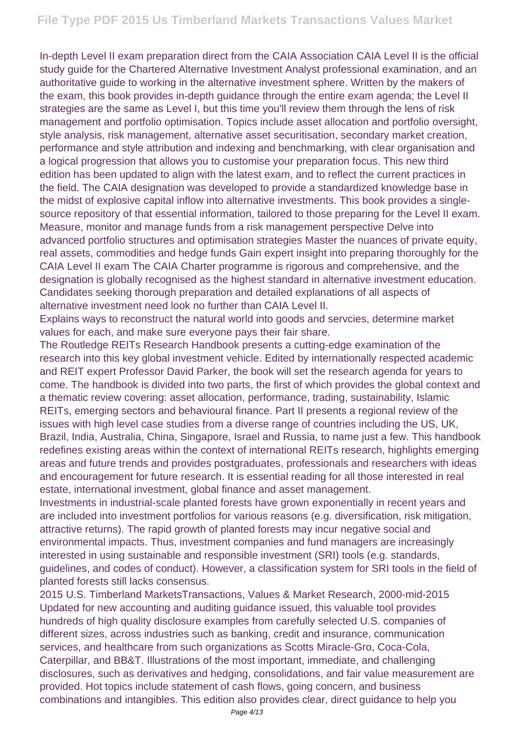In-depth Level II exam preparation direct from the CAIA Association CAIA Level II is the official study guide for the Chartered Alternative Investment Analyst professional examination, and an authoritative guide to working in the alternative investment sphere. Written by the makers of the exam, this book provides in-depth guidance through the entire exam agenda; the Level II strategies are the same as Level I, but this time you'll review them through the lens of risk management and portfolio optimisation. Topics include asset allocation and portfolio oversight, style analysis, risk management, alternative asset securitisation, secondary market creation, performance and style attribution and indexing and benchmarking, with clear organisation and a logical progression that allows you to customise your preparation focus. This new third edition has been updated to align with the latest exam, and to reflect the current practices in the field. The CAIA designation was developed to provide a standardized knowledge base in the midst of explosive capital inflow into alternative investments. This book provides a single-source repository of that essential information, tailored to those preparing for the Level II exam. Measure, monitor and manage funds from a risk management perspective Delve into advanced portfolio structures and optimisation strategies Master the nuances of private equity, real assets, commodities and hedge funds Gain expert insight into preparing thoroughly for the CAIA Level II exam The CAIA Charter programme is rigorous and comprehensive, and the designation is globally recognised as the highest standard in alternative investment education. Candidates seeking thorough preparation and detailed explanations of all aspects of alternative investment need look no further than CAIA Level II.

Explains ways to reconstruct the natural world into goods and servcies, determine market values for each, and make sure everyone pays their fair share.

The Routledge REITs Research Handbook presents a cutting-edge examination of the research into this key global investment vehicle. Edited by internationally respected academic and REIT expert Professor David Parker, the book will set the research agenda for years to come. The handbook is divided into two parts, the first of which provides the global context and a thematic review covering: asset allocation, performance, trading, sustainability, Islamic REITs, emerging sectors and behavioural finance. Part II presents a regional review of the issues with high level case studies from a diverse range of countries including the US, UK, Brazil, India, Australia, China, Singapore, Israel and Russia, to name just a few. This handbook redefines existing areas within the context of international REITs research, highlights emerging areas and future trends and provides postgraduates, professionals and researchers with ideas and encouragement for future research. It is essential reading for all those interested in real estate, international investment, global finance and asset management.

Investments in industrial-scale planted forests have grown exponentially in recent years and are included into investment portfolios for various reasons (e.g. diversification, risk mitigation, attractive returns). The rapid growth of planted forests may incur negative social and environmental impacts. Thus, investment companies and fund managers are increasingly interested in using sustainable and responsible investment (SRI) tools (e.g. standards, guidelines, and codes of conduct). However, a classification system for SRI tools in the field of planted forests still lacks consensus.

2015 U.S. Timberland MarketsTransactions, Values & Market Research, 2000-mid-2015

Updated for new accounting and auditing guidance issued, this valuable tool provides hundreds of high quality disclosure examples from carefully selected U.S. companies of different sizes, across industries such as banking, credit and insurance, communication services, and healthcare from such organizations as Scotts Miracle-Gro, Coca-Cola, Caterpillar, and BB&T. Illustrations of the most important, immediate, and challenging disclosures, such as derivatives and hedging, consolidations, and fair value measurement are provided. Hot topics include statement of cash flows, going concern, and business combinations and intangibles. This edition also provides clear, direct guidance to help you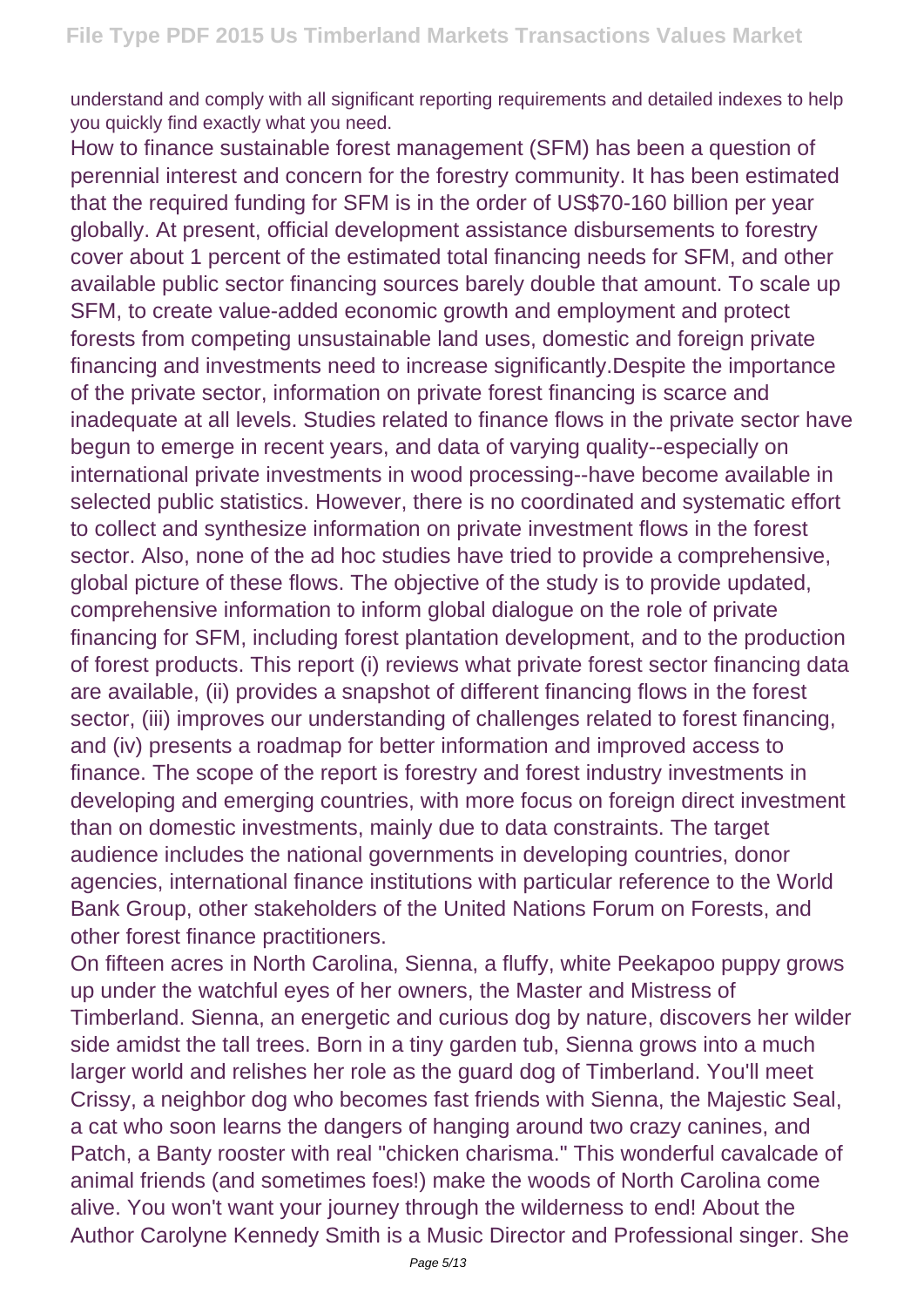understand and comply with all significant reporting requirements and detailed indexes to help you quickly find exactly what you need.

How to finance sustainable forest management (SFM) has been a question of perennial interest and concern for the forestry community. It has been estimated that the required funding for SFM is in the order of US$70-160 billion per year globally. At present, official development assistance disbursements to forestry cover about 1 percent of the estimated total financing needs for SFM, and other available public sector financing sources barely double that amount. To scale up SFM, to create value-added economic growth and employment and protect forests from competing unsustainable land uses, domestic and foreign private financing and investments need to increase significantly.Despite the importance of the private sector, information on private forest financing is scarce and inadequate at all levels. Studies related to finance flows in the private sector have begun to emerge in recent years, and data of varying quality--especially on international private investments in wood processing--have become available in selected public statistics. However, there is no coordinated and systematic effort to collect and synthesize information on private investment flows in the forest sector. Also, none of the ad hoc studies have tried to provide a comprehensive, global picture of these flows. The objective of the study is to provide updated, comprehensive information to inform global dialogue on the role of private financing for SFM, including forest plantation development, and to the production of forest products. This report (i) reviews what private forest sector financing data are available, (ii) provides a snapshot of different financing flows in the forest sector, (iii) improves our understanding of challenges related to forest financing, and (iv) presents a roadmap for better information and improved access to finance. The scope of the report is forestry and forest industry investments in developing and emerging countries, with more focus on foreign direct investment than on domestic investments, mainly due to data constraints. The target audience includes the national governments in developing countries, donor agencies, international finance institutions with particular reference to the World Bank Group, other stakeholders of the United Nations Forum on Forests, and other forest finance practitioners.

On fifteen acres in North Carolina, Sienna, a fluffy, white Peekapoo puppy grows up under the watchful eyes of her owners, the Master and Mistress of Timberland. Sienna, an energetic and curious dog by nature, discovers her wilder side amidst the tall trees. Born in a tiny garden tub, Sienna grows into a much larger world and relishes her role as the guard dog of Timberland. You'll meet Crissy, a neighbor dog who becomes fast friends with Sienna, the Majestic Seal, a cat who soon learns the dangers of hanging around two crazy canines, and Patch, a Banty rooster with real "chicken charisma." This wonderful cavalcade of animal friends (and sometimes foes!) make the woods of North Carolina come alive. You won't want your journey through the wilderness to end! About the Author Carolyne Kennedy Smith is a Music Director and Professional singer. She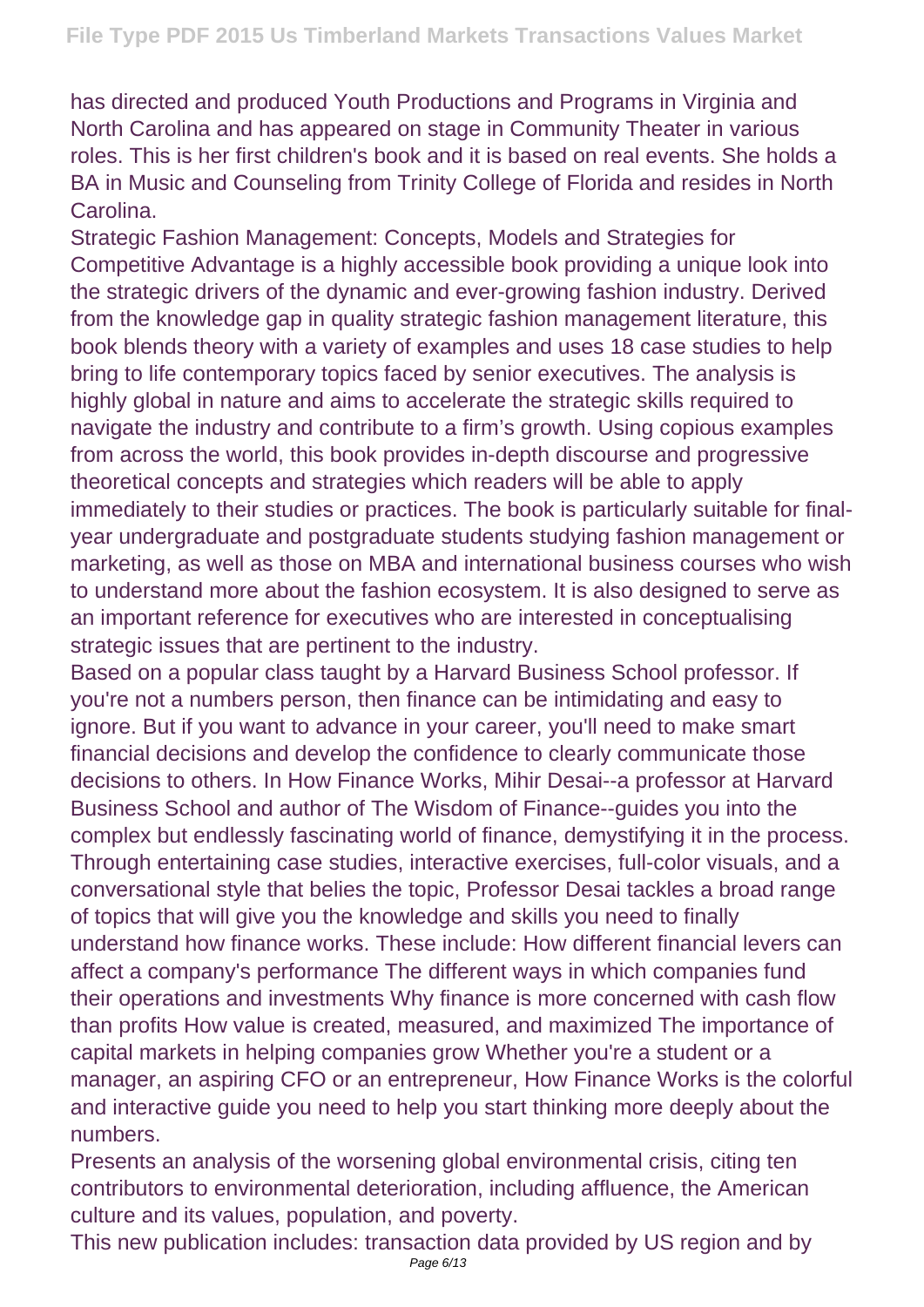has directed and produced Youth Productions and Programs in Virginia and North Carolina and has appeared on stage in Community Theater in various roles. This is her first children's book and it is based on real events. She holds a BA in Music and Counseling from Trinity College of Florida and resides in North Carolina.

Strategic Fashion Management: Concepts, Models and Strategies for Competitive Advantage is a highly accessible book providing a unique look into the strategic drivers of the dynamic and ever-growing fashion industry. Derived from the knowledge gap in quality strategic fashion management literature, this book blends theory with a variety of examples and uses 18 case studies to help bring to life contemporary topics faced by senior executives. The analysis is highly global in nature and aims to accelerate the strategic skills required to navigate the industry and contribute to a firm's growth. Using copious examples from across the world, this book provides in-depth discourse and progressive theoretical concepts and strategies which readers will be able to apply immediately to their studies or practices. The book is particularly suitable for final-year undergraduate and postgraduate students studying fashion management or marketing, as well as those on MBA and international business courses who wish to understand more about the fashion ecosystem. It is also designed to serve as an important reference for executives who are interested in conceptualising strategic issues that are pertinent to the industry.

Based on a popular class taught by a Harvard Business School professor. If you're not a numbers person, then finance can be intimidating and easy to ignore. But if you want to advance in your career, you'll need to make smart financial decisions and develop the confidence to clearly communicate those decisions to others. In How Finance Works, Mihir Desai--a professor at Harvard Business School and author of The Wisdom of Finance--guides you into the complex but endlessly fascinating world of finance, demystifying it in the process. Through entertaining case studies, interactive exercises, full-color visuals, and a conversational style that belies the topic, Professor Desai tackles a broad range of topics that will give you the knowledge and skills you need to finally understand how finance works. These include: How different financial levers can affect a company's performance The different ways in which companies fund their operations and investments Why finance is more concerned with cash flow than profits How value is created, measured, and maximized The importance of capital markets in helping companies grow Whether you're a student or a manager, an aspiring CFO or an entrepreneur, How Finance Works is the colorful and interactive guide you need to help you start thinking more deeply about the numbers.

Presents an analysis of the worsening global environmental crisis, citing ten contributors to environmental deterioration, including affluence, the American culture and its values, population, and poverty.

This new publication includes: transaction data provided by US region and by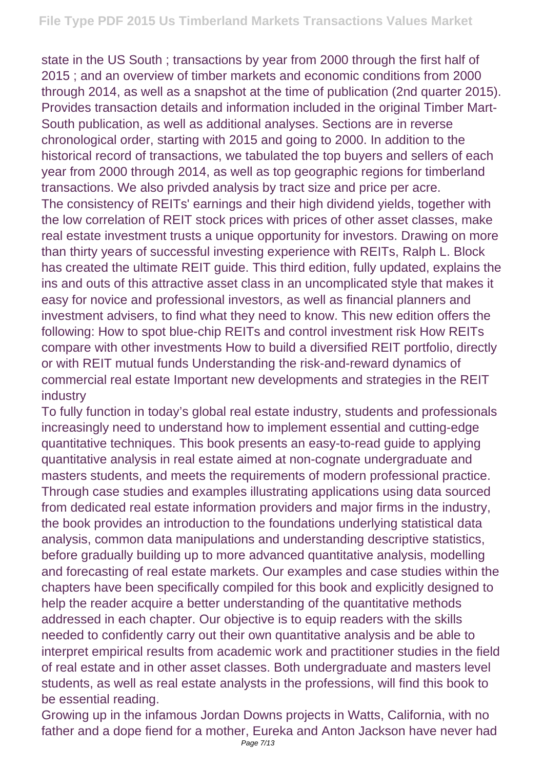state in the US South ; transactions by year from 2000 through the first half of 2015 ; and an overview of timber markets and economic conditions from 2000 through 2014, as well as a snapshot at the time of publication (2nd quarter 2015). Provides transaction details and information included in the original Timber Mart-South publication, as well as additional analyses. Sections are in reverse chronological order, starting with 2015 and going to 2000. In addition to the historical record of transactions, we tabulated the top buyers and sellers of each year from 2000 through 2014, as well as top geographic regions for timberland transactions. We also privded analysis by tract size and price per acre.

The consistency of REITs' earnings and their high dividend yields, together with the low correlation of REIT stock prices with prices of other asset classes, make real estate investment trusts a unique opportunity for investors. Drawing on more than thirty years of successful investing experience with REITs, Ralph L. Block has created the ultimate REIT guide. This third edition, fully updated, explains the ins and outs of this attractive asset class in an uncomplicated style that makes it easy for novice and professional investors, as well as financial planners and investment advisers, to find what they need to know. This new edition offers the following: How to spot blue-chip REITs and control investment risk How REITs compare with other investments How to build a diversified REIT portfolio, directly or with REIT mutual funds Understanding the risk-and-reward dynamics of commercial real estate Important new developments and strategies in the REIT industry

To fully function in today's global real estate industry, students and professionals increasingly need to understand how to implement essential and cutting-edge quantitative techniques. This book presents an easy-to-read guide to applying quantitative analysis in real estate aimed at non-cognate undergraduate and masters students, and meets the requirements of modern professional practice. Through case studies and examples illustrating applications using data sourced from dedicated real estate information providers and major firms in the industry, the book provides an introduction to the foundations underlying statistical data analysis, common data manipulations and understanding descriptive statistics, before gradually building up to more advanced quantitative analysis, modelling and forecasting of real estate markets. Our examples and case studies within the chapters have been specifically compiled for this book and explicitly designed to help the reader acquire a better understanding of the quantitative methods addressed in each chapter. Our objective is to equip readers with the skills needed to confidently carry out their own quantitative analysis and be able to interpret empirical results from academic work and practitioner studies in the field of real estate and in other asset classes. Both undergraduate and masters level students, as well as real estate analysts in the professions, will find this book to be essential reading.

Growing up in the infamous Jordan Downs projects in Watts, California, with no father and a dope fiend for a mother, Eureka and Anton Jackson have never had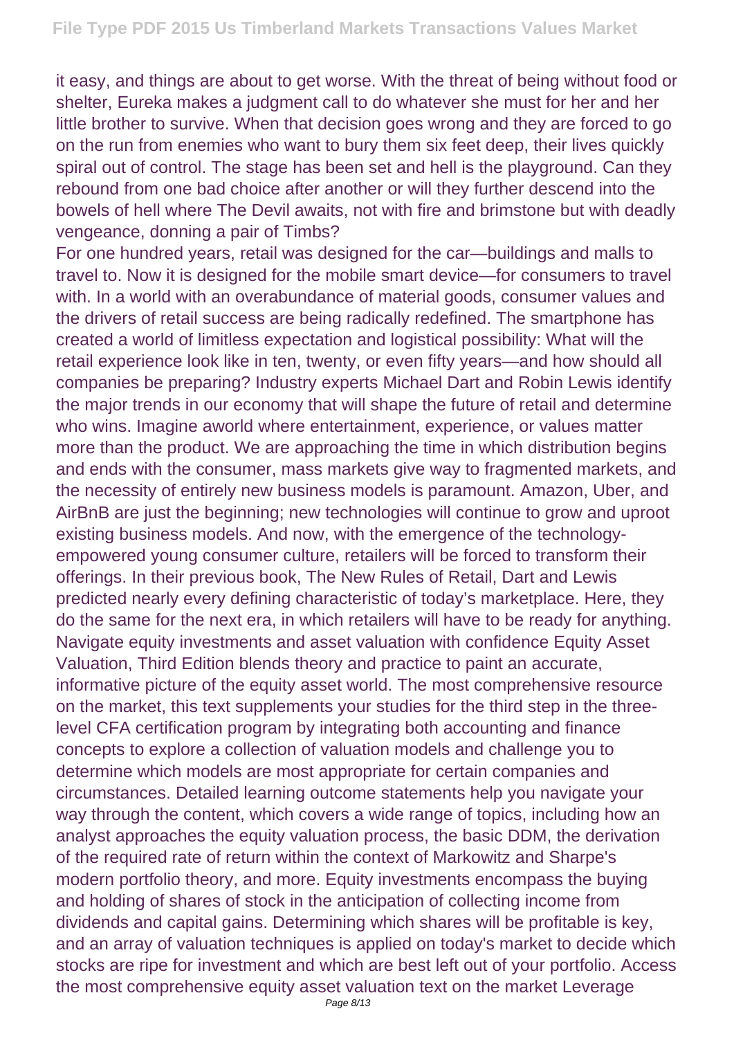it easy, and things are about to get worse. With the threat of being without food or shelter, Eureka makes a judgment call to do whatever she must for her and her little brother to survive. When that decision goes wrong and they are forced to go on the run from enemies who want to bury them six feet deep, their lives quickly spiral out of control. The stage has been set and hell is the playground. Can they rebound from one bad choice after another or will they further descend into the bowels of hell where The Devil awaits, not with fire and brimstone but with deadly vengeance, donning a pair of Timbs?

For one hundred years, retail was designed for the car—buildings and malls to travel to. Now it is designed for the mobile smart device—for consumers to travel with. In a world with an overabundance of material goods, consumer values and the drivers of retail success are being radically redefined. The smartphone has created a world of limitless expectation and logistical possibility: What will the retail experience look like in ten, twenty, or even fifty years—and how should all companies be preparing? Industry experts Michael Dart and Robin Lewis identify the major trends in our economy that will shape the future of retail and determine who wins. Imagine aworld where entertainment, experience, or values matter more than the product. We are approaching the time in which distribution begins and ends with the consumer, mass markets give way to fragmented markets, and the necessity of entirely new business models is paramount. Amazon, Uber, and AirBnB are just the beginning; new technologies will continue to grow and uproot existing business models. And now, with the emergence of the technology-empowered young consumer culture, retailers will be forced to transform their offerings. In their previous book, The New Rules of Retail, Dart and Lewis predicted nearly every defining characteristic of today's marketplace. Here, they do the same for the next era, in which retailers will have to be ready for anything.

Navigate equity investments and asset valuation with confidence Equity Asset Valuation, Third Edition blends theory and practice to paint an accurate, informative picture of the equity asset world. The most comprehensive resource on the market, this text supplements your studies for the third step in the three-level CFA certification program by integrating both accounting and finance concepts to explore a collection of valuation models and challenge you to determine which models are most appropriate for certain companies and circumstances. Detailed learning outcome statements help you navigate your way through the content, which covers a wide range of topics, including how an analyst approaches the equity valuation process, the basic DDM, the derivation of the required rate of return within the context of Markowitz and Sharpe's modern portfolio theory, and more. Equity investments encompass the buying and holding of shares of stock in the anticipation of collecting income from dividends and capital gains. Determining which shares will be profitable is key, and an array of valuation techniques is applied on today's market to decide which stocks are ripe for investment and which are best left out of your portfolio. Access the most comprehensive equity asset valuation text on the market Leverage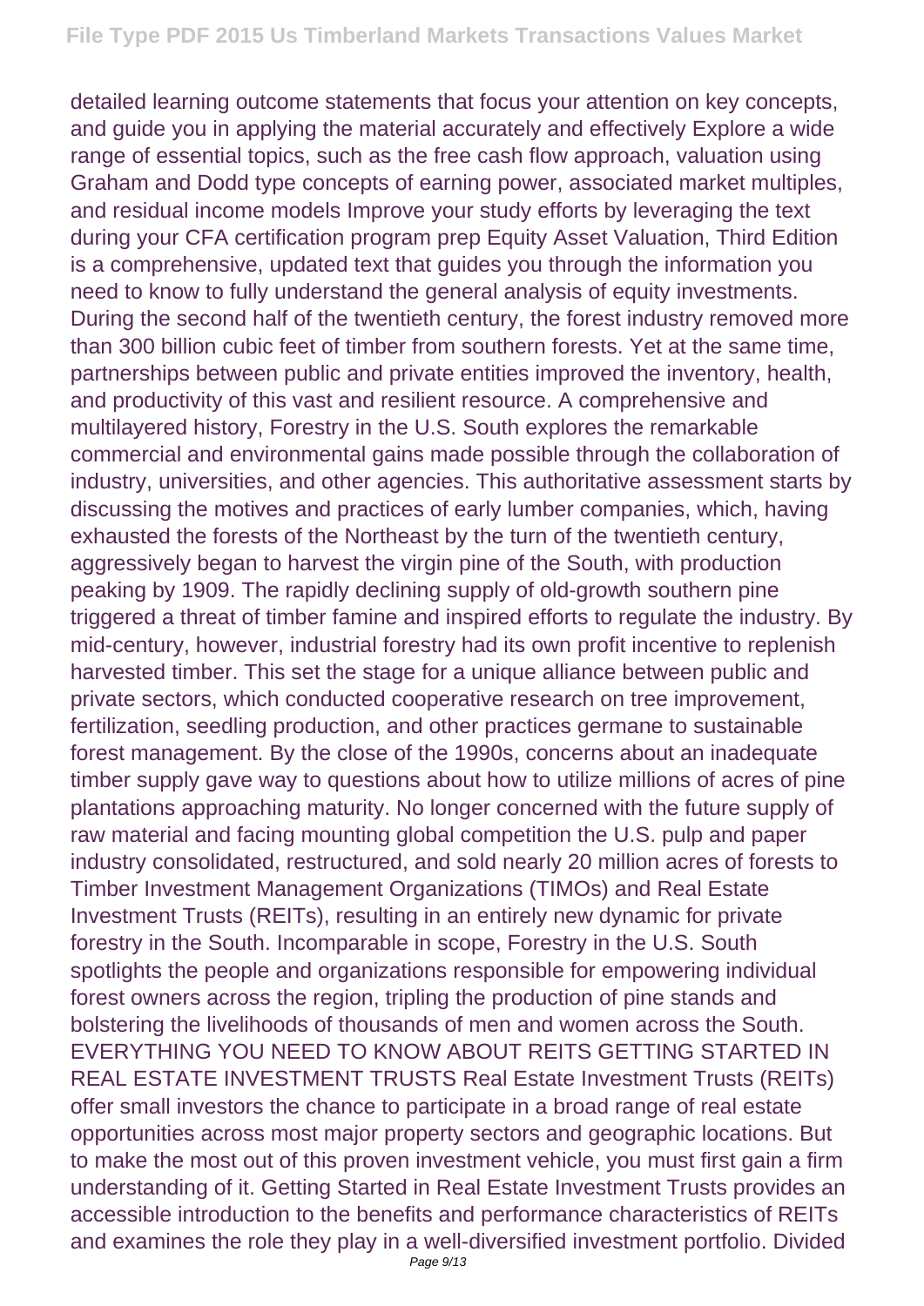detailed learning outcome statements that focus your attention on key concepts, and guide you in applying the material accurately and effectively Explore a wide range of essential topics, such as the free cash flow approach, valuation using Graham and Dodd type concepts of earning power, associated market multiples, and residual income models Improve your study efforts by leveraging the text during your CFA certification program prep Equity Asset Valuation, Third Edition is a comprehensive, updated text that guides you through the information you need to know to fully understand the general analysis of equity investments. During the second half of the twentieth century, the forest industry removed more than 300 billion cubic feet of timber from southern forests. Yet at the same time, partnerships between public and private entities improved the inventory, health, and productivity of this vast and resilient resource. A comprehensive and multilayered history, Forestry in the U.S. South explores the remarkable commercial and environmental gains made possible through the collaboration of industry, universities, and other agencies. This authoritative assessment starts by discussing the motives and practices of early lumber companies, which, having exhausted the forests of the Northeast by the turn of the twentieth century, aggressively began to harvest the virgin pine of the South, with production peaking by 1909. The rapidly declining supply of old-growth southern pine triggered a threat of timber famine and inspired efforts to regulate the industry. By mid-century, however, industrial forestry had its own profit incentive to replenish harvested timber. This set the stage for a unique alliance between public and private sectors, which conducted cooperative research on tree improvement, fertilization, seedling production, and other practices germane to sustainable forest management. By the close of the 1990s, concerns about an inadequate timber supply gave way to questions about how to utilize millions of acres of pine plantations approaching maturity. No longer concerned with the future supply of raw material and facing mounting global competition the U.S. pulp and paper industry consolidated, restructured, and sold nearly 20 million acres of forests to Timber Investment Management Organizations (TIMOs) and Real Estate Investment Trusts (REITs), resulting in an entirely new dynamic for private forestry in the South. Incomparable in scope, Forestry in the U.S. South spotlights the people and organizations responsible for empowering individual forest owners across the region, tripling the production of pine stands and bolstering the livelihoods of thousands of men and women across the South. EVERYTHING YOU NEED TO KNOW ABOUT REITS GETTING STARTED IN REAL ESTATE INVESTMENT TRUSTS Real Estate Investment Trusts (REITs) offer small investors the chance to participate in a broad range of real estate opportunities across most major property sectors and geographic locations. But to make the most out of this proven investment vehicle, you must first gain a firm understanding of it. Getting Started in Real Estate Investment Trusts provides an accessible introduction to the benefits and performance characteristics of REITs and examines the role they play in a well-diversified investment portfolio. Divided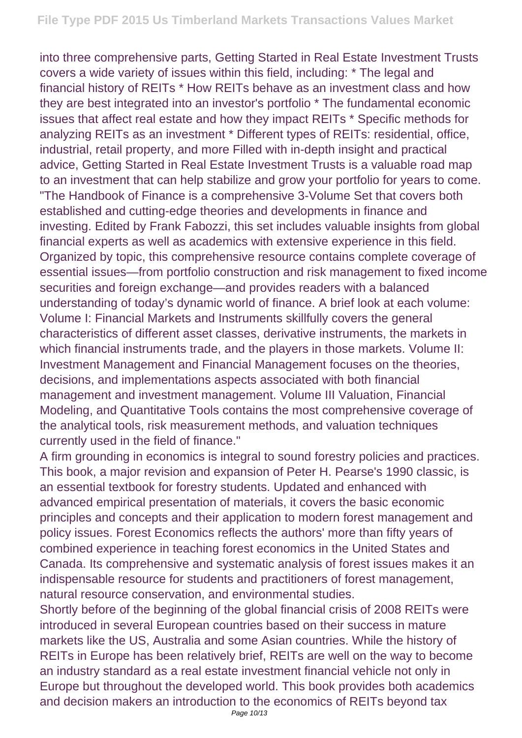into three comprehensive parts, Getting Started in Real Estate Investment Trusts covers a wide variety of issues within this field, including: * The legal and financial history of REITs * How REITs behave as an investment class and how they are best integrated into an investor's portfolio * The fundamental economic issues that affect real estate and how they impact REITs * Specific methods for analyzing REITs as an investment * Different types of REITs: residential, office, industrial, retail property, and more Filled with in-depth insight and practical advice, Getting Started in Real Estate Investment Trusts is a valuable road map to an investment that can help stabilize and grow your portfolio for years to come. "The Handbook of Finance is a comprehensive 3-Volume Set that covers both established and cutting-edge theories and developments in finance and investing. Edited by Frank Fabozzi, this set includes valuable insights from global financial experts as well as academics with extensive experience in this field. Organized by topic, this comprehensive resource contains complete coverage of essential issues—from portfolio construction and risk management to fixed income securities and foreign exchange—and provides readers with a balanced understanding of today's dynamic world of finance. A brief look at each volume: Volume I: Financial Markets and Instruments skillfully covers the general characteristics of different asset classes, derivative instruments, the markets in which financial instruments trade, and the players in those markets. Volume II: Investment Management and Financial Management focuses on the theories, decisions, and implementations aspects associated with both financial management and investment management. Volume III Valuation, Financial Modeling, and Quantitative Tools contains the most comprehensive coverage of the analytical tools, risk measurement methods, and valuation techniques currently used in the field of finance."

A firm grounding in economics is integral to sound forestry policies and practices. This book, a major revision and expansion of Peter H. Pearse's 1990 classic, is an essential textbook for forestry students. Updated and enhanced with advanced empirical presentation of materials, it covers the basic economic principles and concepts and their application to modern forest management and policy issues. Forest Economics reflects the authors' more than fifty years of combined experience in teaching forest economics in the United States and Canada. Its comprehensive and systematic analysis of forest issues makes it an indispensable resource for students and practitioners of forest management, natural resource conservation, and environmental studies.

Shortly before of the beginning of the global financial crisis of 2008 REITs were introduced in several European countries based on their success in mature markets like the US, Australia and some Asian countries. While the history of REITs in Europe has been relatively brief, REITs are well on the way to become an industry standard as a real estate investment financial vehicle not only in Europe but throughout the developed world. This book provides both academics and decision makers an introduction to the economics of REITs beyond tax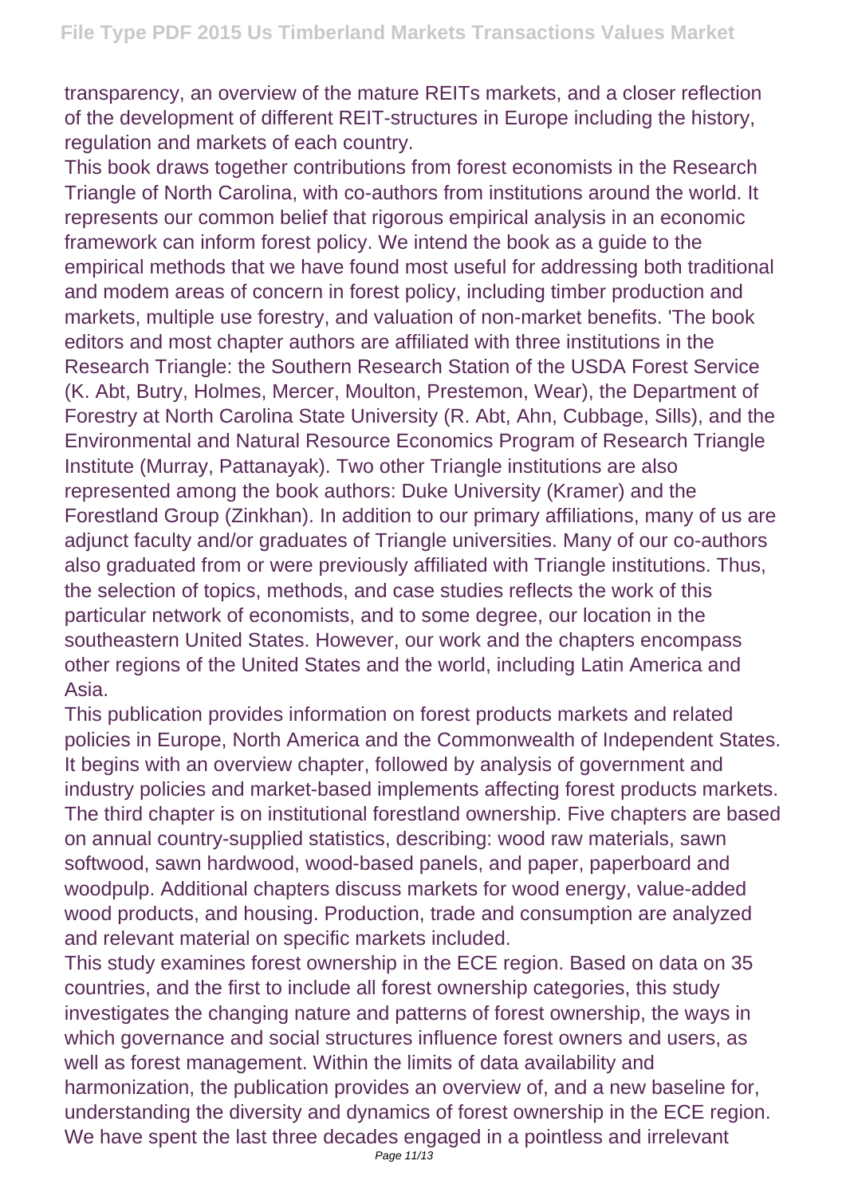transparency, an overview of the mature REITs markets, and a closer reflection of the development of different REIT-structures in Europe including the history, regulation and markets of each country.

This book draws together contributions from forest economists in the Research Triangle of North Carolina, with co-authors from institutions around the world. It represents our common belief that rigorous empirical analysis in an economic framework can inform forest policy. We intend the book as a guide to the empirical methods that we have found most useful for addressing both traditional and modem areas of concern in forest policy, including timber production and markets, multiple use forestry, and valuation of non-market benefits. 'The book editors and most chapter authors are affiliated with three institutions in the Research Triangle: the Southern Research Station of the USDA Forest Service (K. Abt, Butry, Holmes, Mercer, Moulton, Prestemon, Wear), the Department of Forestry at North Carolina State University (R. Abt, Ahn, Cubbage, Sills), and the Environmental and Natural Resource Economics Program of Research Triangle Institute (Murray, Pattanayak). Two other Triangle institutions are also represented among the book authors: Duke University (Kramer) and the Forestland Group (Zinkhan). In addition to our primary affiliations, many of us are adjunct faculty and/or graduates of Triangle universities. Many of our co-authors also graduated from or were previously affiliated with Triangle institutions. Thus, the selection of topics, methods, and case studies reflects the work of this particular network of economists, and to some degree, our location in the southeastern United States. However, our work and the chapters encompass other regions of the United States and the world, including Latin America and Asia.

This publication provides information on forest products markets and related policies in Europe, North America and the Commonwealth of Independent States. It begins with an overview chapter, followed by analysis of government and industry policies and market-based implements affecting forest products markets. The third chapter is on institutional forestland ownership. Five chapters are based on annual country-supplied statistics, describing: wood raw materials, sawn softwood, sawn hardwood, wood-based panels, and paper, paperboard and woodpulp. Additional chapters discuss markets for wood energy, value-added wood products, and housing. Production, trade and consumption are analyzed and relevant material on specific markets included.

This study examines forest ownership in the ECE region. Based on data on 35 countries, and the first to include all forest ownership categories, this study investigates the changing nature and patterns of forest ownership, the ways in which governance and social structures influence forest owners and users, as well as forest management. Within the limits of data availability and harmonization, the publication provides an overview of, and a new baseline for, understanding the diversity and dynamics of forest ownership in the ECE region.

We have spent the last three decades engaged in a pointless and irrelevant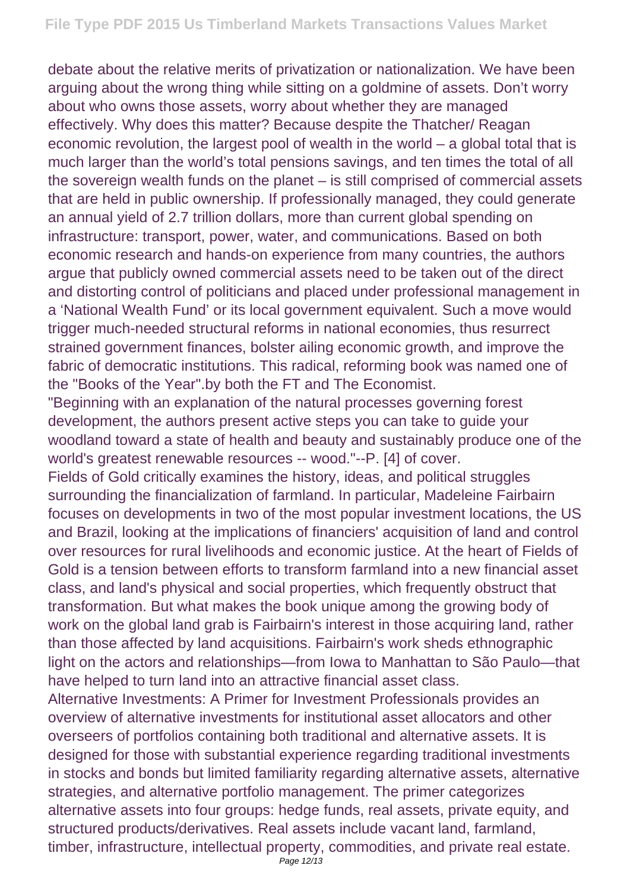debate about the relative merits of privatization or nationalization. We have been arguing about the wrong thing while sitting on a goldmine of assets. Don't worry about who owns those assets, worry about whether they are managed effectively. Why does this matter? Because despite the Thatcher/ Reagan economic revolution, the largest pool of wealth in the world – a global total that is much larger than the world's total pensions savings, and ten times the total of all the sovereign wealth funds on the planet – is still comprised of commercial assets that are held in public ownership. If professionally managed, they could generate an annual yield of 2.7 trillion dollars, more than current global spending on infrastructure: transport, power, water, and communications. Based on both economic research and hands-on experience from many countries, the authors argue that publicly owned commercial assets need to be taken out of the direct and distorting control of politicians and placed under professional management in a 'National Wealth Fund' or its local government equivalent. Such a move would trigger much-needed structural reforms in national economies, thus resurrect strained government finances, bolster ailing economic growth, and improve the fabric of democratic institutions. This radical, reforming book was named one of the "Books of the Year".by both the FT and The Economist.

"Beginning with an explanation of the natural processes governing forest development, the authors present active steps you can take to guide your woodland toward a state of health and beauty and sustainably produce one of the world's greatest renewable resources -- wood."--P. [4] of cover.

Fields of Gold critically examines the history, ideas, and political struggles surrounding the financialization of farmland. In particular, Madeleine Fairbairn focuses on developments in two of the most popular investment locations, the US and Brazil, looking at the implications of financiers' acquisition of land and control over resources for rural livelihoods and economic justice. At the heart of Fields of Gold is a tension between efforts to transform farmland into a new financial asset class, and land's physical and social properties, which frequently obstruct that transformation. But what makes the book unique among the growing body of work on the global land grab is Fairbairn's interest in those acquiring land, rather than those affected by land acquisitions. Fairbairn's work sheds ethnographic light on the actors and relationships—from Iowa to Manhattan to São Paulo—that have helped to turn land into an attractive financial asset class.

Alternative Investments: A Primer for Investment Professionals provides an overview of alternative investments for institutional asset allocators and other overseers of portfolios containing both traditional and alternative assets. It is designed for those with substantial experience regarding traditional investments in stocks and bonds but limited familiarity regarding alternative assets, alternative strategies, and alternative portfolio management. The primer categorizes alternative assets into four groups: hedge funds, real assets, private equity, and structured products/derivatives. Real assets include vacant land, farmland, timber, infrastructure, intellectual property, commodities, and private real estate.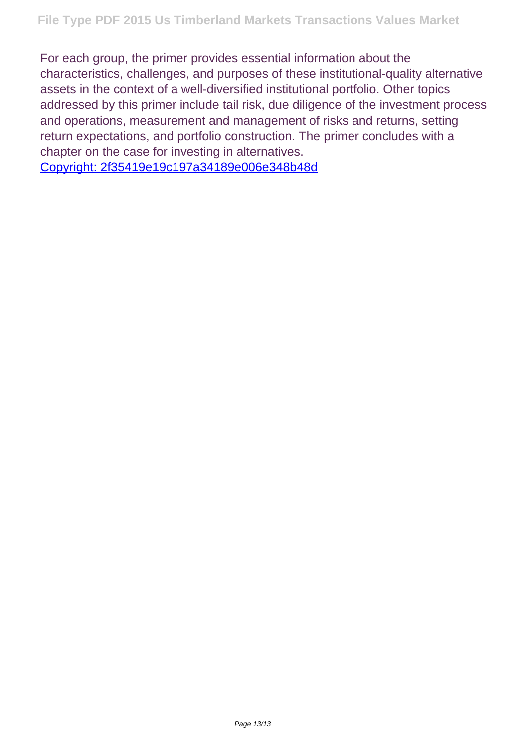For each group, the primer provides essential information about the characteristics, challenges, and purposes of these institutional-quality alternative assets in the context of a well-diversified institutional portfolio. Other topics addressed by this primer include tail risk, due diligence of the investment process and operations, measurement and management of risks and returns, setting return expectations, and portfolio construction. The primer concludes with a chapter on the case for investing in alternatives.

Copyright: 2f35419e19c197a34189e006e348b48d